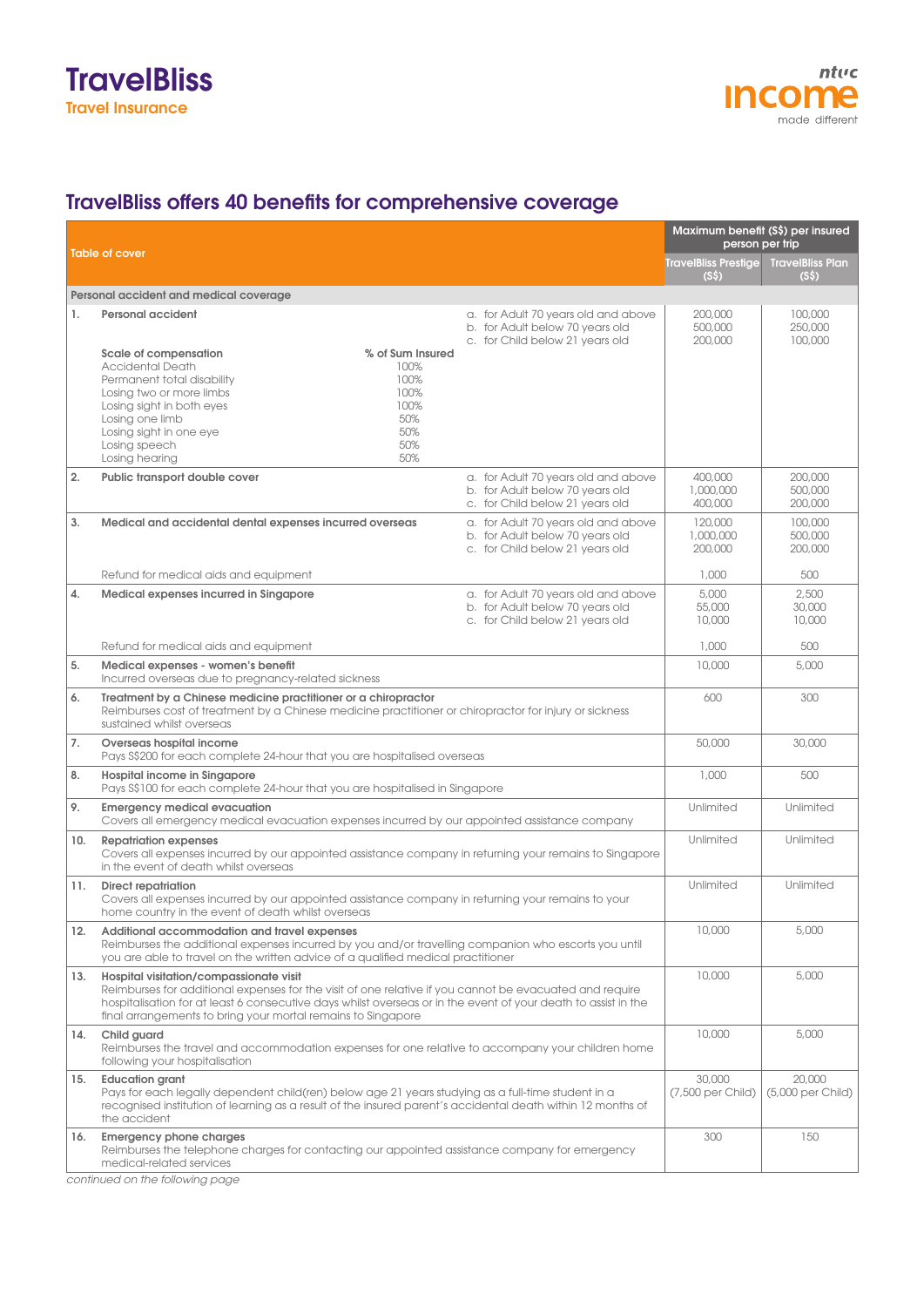# TravelBliss

Travel Insurance

ntuc income made different

## TravelBliss offers 40 benefits for comprehensive coverage

| Table of cover | | Maximum benefit (S$) per insured person per trip | |
|---|---|---|---|
| | | TravelBliss Prestige (S$) | TravelBliss Plan (S$) |
| **Personal accident and medical coverage** | | | |
| **1. Personal accident** | a. for Adult 70 years old and above<br>b. for Adult below 70 years old<br>c. for Child below 21 years old | 200,000<br>500,000<br>200,000 | 100,000<br>250,000<br>100,000 |
| **Scale of compensation** — **% of Sum Insured**<br>Accidental Death — 100%<br>Permanent total disability — 100%<br>Losing two or more limbs — 100%<br>Losing sight in both eyes — 100%<br>Losing one limb — 50%<br>Losing sight in one eye — 50%<br>Losing speech — 50%<br>Losing hearing — 50% | | | |
| **2. Public transport double cover** | a. for Adult 70 years old and above<br>b. for Adult below 70 years old<br>c. for Child below 21 years old | 400,000<br>1,000,000<br>400,000 | 200,000<br>500,000<br>200,000 |
| **3. Medical and accidental dental expenses incurred overseas** | a. for Adult 70 years old and above<br>b. for Adult below 70 years old<br>c. for Child below 21 years old | 120,000<br>1,000,000<br>200,000 | 100,000<br>500,000<br>200,000 |
| Refund for medical aids and equipment | | 1,000 | 500 |
| **4. Medical expenses incurred in Singapore** | a. for Adult 70 years old and above<br>b. for Adult below 70 years old<br>c. for Child below 21 years old | 5,000<br>55,000<br>10,000 | 2,500<br>30,000<br>10,000 |
| Refund for medical aids and equipment | | 1,000 | 500 |
| **5. Medical expenses - women's benefit**<br>Incurred overseas due to pregnancy-related sickness | | 10,000 | 5,000 |
| **6. Treatment by a Chinese medicine practitioner or a chiropractor**<br>Reimburses cost of treatment by a Chinese medicine practitioner or chiropractor for injury or sickness sustained whilst overseas | | 600 | 300 |
| **7. Overseas hospital income**<br>Pays S$200 for each complete 24-hour that you are hospitalised overseas | | 50,000 | 30,000 |
| **8. Hospital income in Singapore**<br>Pays S$100 for each complete 24-hour that you are hospitalised in Singapore | | 1,000 | 500 |
| **9. Emergency medical evacuation**<br>Covers all emergency medical evacuation expenses incurred by our appointed assistance company | | Unlimited | Unlimited |
| **10. Repatriation expenses**<br>Covers all expenses incurred by our appointed assistance company in returning your remains to Singapore in the event of death whilst overseas | | Unlimited | Unlimited |
| **11. Direct repatriation**<br>Covers all expenses incurred by our appointed assistance company in returning your remains to your home country in the event of death whilst overseas | | Unlimited | Unlimited |
| **12. Additional accommodation and travel expenses**<br>Reimburses the additional expenses incurred by you and/or travelling companion who escorts you until you are able to travel on the written advice of a qualified medical practitioner | | 10,000 | 5,000 |
| **13. Hospital visitation/compassionate visit**<br>Reimburses for additional expenses for the visit of one relative if you cannot be evacuated and require hospitalisation for at least 6 consecutive days whilst overseas or in the event of your death to assist in the final arrangements to bring your mortal remains to Singapore | | 10,000 | 5,000 |
| **14. Child guard**<br>Reimburses the travel and accommodation expenses for one relative to accompany your children home following your hospitalisation | | 10,000 | 5,000 |
| **15. Education grant**<br>Pays for each legally dependent child(ren) below age 21 years studying as a full-time student in a recognised institution of learning as a result of the insured parent's accidental death within 12 months of the accident | | 30,000<br>(7,500 per Child) | 20,000<br>(5,000 per Child) |
| **16. Emergency phone charges**<br>Reimburses the telephone charges for contacting our appointed assistance company for emergency medical-related services | | 300 | 150 |

*continued on the following page*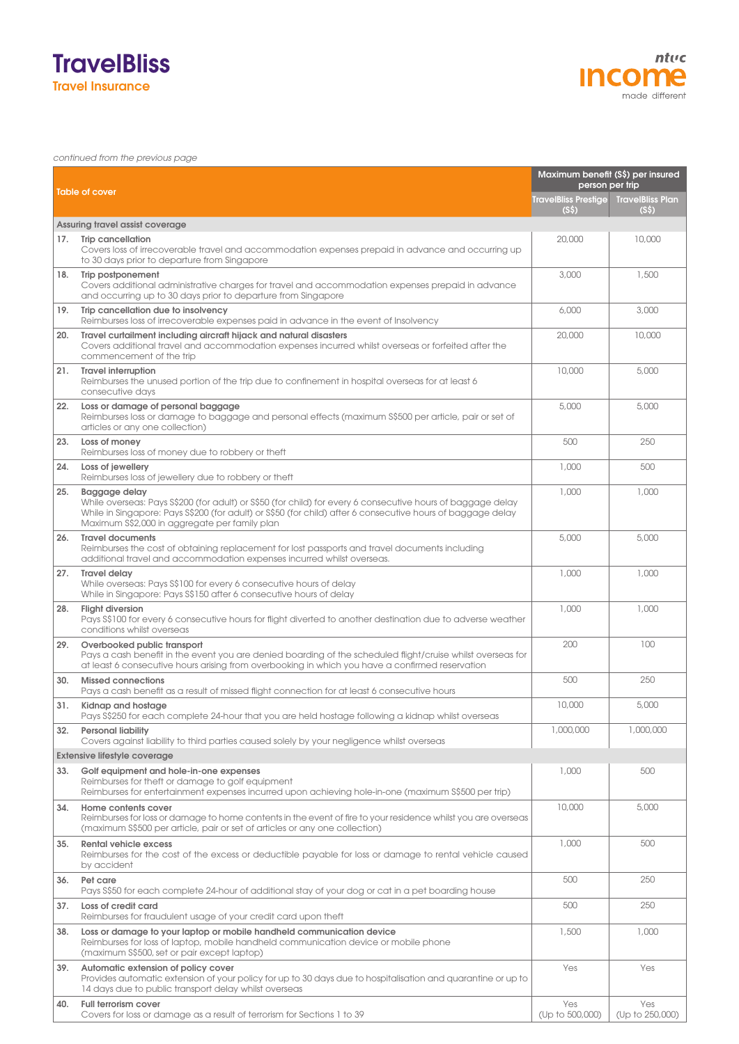# TravelBliss

## Travel Insurance

*continued from the previous page*

| Table of cover | | Maximum benefit (S$) per insured person per trip | |
|---|---|---|---|
| | | TravelBliss Prestige (S$) | TravelBliss Plan (S$) |
| **Assuring travel assist coverage** | | | |
| **17.** | **Trip cancellation**<br>Covers loss of irrecoverable travel and accommodation expenses prepaid in advance and occurring up to 30 days prior to departure from Singapore | 20,000 | 10,000 |
| **18.** | **Trip postponement**<br>Covers additional administrative charges for travel and accommodation expenses prepaid in advance and occurring up to 30 days prior to departure from Singapore | 3,000 | 1,500 |
| **19.** | **Trip cancellation due to insolvency**<br>Reimburses loss of irrecoverable expenses paid in advance in the event of Insolvency | 6,000 | 3,000 |
| **20.** | **Travel curtailment including aircraft hijack and natural disasters**<br>Covers additional travel and accommodation expenses incurred whilst overseas or forfeited after the commencement of the trip | 20,000 | 10,000 |
| **21.** | **Travel interruption**<br>Reimburses the unused portion of the trip due to confinement in hospital overseas for at least 6 consecutive days | 10,000 | 5,000 |
| **22.** | **Loss or damage of personal baggage**<br>Reimburses loss or damage to baggage and personal effects (maximum S$500 per article, pair or set of articles or any one collection) | 5,000 | 5,000 |
| **23.** | **Loss of money**<br>Reimburses loss of money due to robbery or theft | 500 | 250 |
| **24.** | **Loss of jewellery**<br>Reimburses loss of jewellery due to robbery or theft | 1,000 | 500 |
| **25.** | **Baggage delay**<br>While overseas: Pays S$200 (for adult) or S$50 (for child) for every 6 consecutive hours of baggage delay<br>While in Singapore: Pays S$200 (for adult) or S$50 (for child) after 6 consecutive hours of baggage delay<br>Maximum S$2,000 in aggregate per family plan | 1,000 | 1,000 |
| **26.** | **Travel documents**<br>Reimburses the cost of obtaining replacement for lost passports and travel documents including additional travel and accommodation expenses incurred whilst overseas. | 5,000 | 5,000 |
| **27.** | **Travel delay**<br>While overseas: Pays S$100 for every 6 consecutive hours of delay<br>While in Singapore: Pays S$150 after 6 consecutive hours of delay | 1,000 | 1,000 |
| **28.** | **Flight diversion**<br>Pays S$100 for every 6 consecutive hours for flight diverted to another destination due to adverse weather conditions whilst overseas | 1,000 | 1,000 |
| **29.** | **Overbooked public transport**<br>Pays a cash benefit in the event you are denied boarding of the scheduled flight/cruise whilst overseas for at least 6 consecutive hours arising from overbooking in which you have a confirmed reservation | 200 | 100 |
| **30.** | **Missed connections**<br>Pays a cash benefit as a result of missed flight connection for at least 6 consecutive hours | 500 | 250 |
| **31.** | **Kidnap and hostage**<br>Pays S$250 for each complete 24-hour that you are held hostage following a kidnap whilst overseas | 10,000 | 5,000 |
| **32.** | **Personal liability**<br>Covers against liability to third parties caused solely by your negligence whilst overseas | 1,000,000 | 1,000,000 |
| **Extensive lifestyle coverage** | | | |
| **33.** | **Golf equipment and hole-in-one expenses**<br>Reimburses for theft or damage to golf equipment<br>Reimburses for entertainment expenses incurred upon achieving hole-in-one (maximum S$500 per trip) | 1,000 | 500 |
| **34.** | **Home contents cover**<br>Reimburses for loss or damage to home contents in the event of fire to your residence whilst you are overseas (maximum S$500 per article, pair or set of articles or any one collection) | 10,000 | 5,000 |
| **35.** | **Rental vehicle excess**<br>Reimburses for the cost of the excess or deductible payable for loss or damage to rental vehicle caused by accident | 1,000 | 500 |
| **36.** | **Pet care**<br>Pays S$50 for each complete 24-hour of additional stay of your dog or cat in a pet boarding house | 500 | 250 |
| **37.** | **Loss of credit card**<br>Reimburses for fraudulent usage of your credit card upon theft | 500 | 250 |
| **38.** | **Loss or damage to your laptop or mobile handheld communication device**<br>Reimburses for loss of laptop, mobile handheld communication device or mobile phone (maximum S$500, set or pair except laptop) | 1,500 | 1,000 |
| **39.** | **Automatic extension of policy cover**<br>Provides automatic extension of your policy for up to 30 days due to hospitalisation and quarantine or up to 14 days due to public transport delay whilst overseas | Yes | Yes |
| **40.** | **Full terrorism cover**<br>Covers for loss or damage as a result of terrorism for Sections 1 to 39 | Yes<br>(Up to 500,000) | Yes<br>(Up to 250,000) |